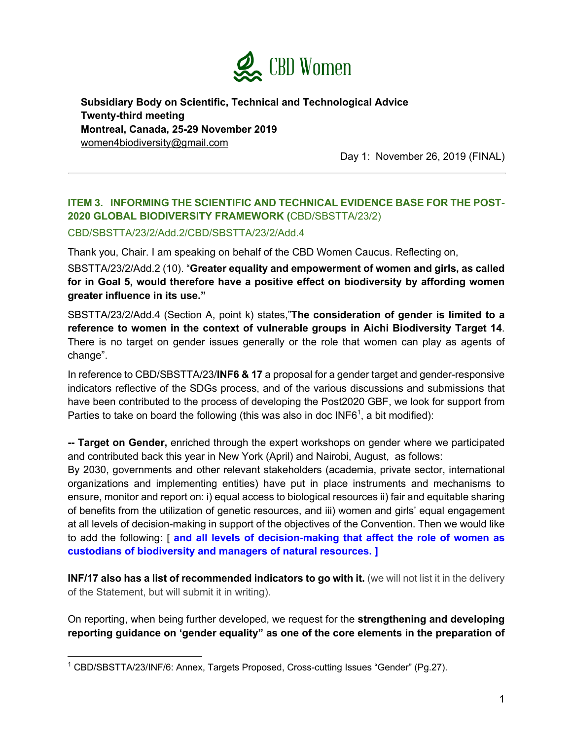# CBD Women

**Subsidiary Body on Scientific, Technical and Technological Advice**
**Twenty-third meeting**
**Montreal, Canada, 25-29 November 2019**
women4biodiversity@gmail.com

Day 1: November 26, 2019 (FINAL)

---

## ITEM 3. INFORMING THE SCIENTIFIC AND TECHNICAL EVIDENCE BASE FOR THE POST-2020 GLOBAL BIODIVERSITY FRAMEWORK (CBD/SBSTTA/23/2) CBD/SBSTTA/23/2/Add.2/CBD/SBSTTA/23/2/Add.4

Thank you, Chair. I am speaking on behalf of the CBD Women Caucus. Reflecting on,

SBSTTA/23/2/Add.2 (10). "**Greater equality and empowerment of women and girls, as called for in Goal 5, would therefore have a positive effect on biodiversity by affording women greater influence in its use.**"

SBSTTA/23/2/Add.4 (Section A, point k) states,"**The consideration of gender is limited to a reference to women in the context of vulnerable groups in Aichi Biodiversity Target 14**. There is no target on gender issues generally or the role that women can play as agents of change".

In reference to CBD/SBSTTA/23/**INF6 & 17** a proposal for a gender target and gender-responsive indicators reflective of the SDGs process, and of the various discussions and submissions that have been contributed to the process of developing the Post2020 GBF, we look for support from Parties to take on board the following (this was also in doc INF6[1], a bit modified):

**-- Target on Gender,** enriched through the expert workshops on gender where we participated and contributed back this year in New York (April) and Nairobi, August, as follows:
By 2030, governments and other relevant stakeholders (academia, private sector, international organizations and implementing entities) have put in place instruments and mechanisms to ensure, monitor and report on: i) equal access to biological resources ii) fair and equitable sharing of benefits from the utilization of genetic resources, and iii) women and girls' equal engagement at all levels of decision-making in support of the objectives of the Convention. Then we would like to add the following: [ **and all levels of decision-making that affect the role of women as custodians of biodiversity and managers of natural resources. ]**

**INF/17 also has a list of recommended indicators to go with it.** (we will not list it in the delivery of the Statement, but will submit it in writing).

On reporting, when being further developed, we request for the **strengthening and developing reporting guidance on 'gender equality" as one of the core elements in the preparation of**

---

[1] CBD/SBSTTA/23/INF/6: Annex, Targets Proposed, Cross-cutting Issues "Gender" (Pg.27).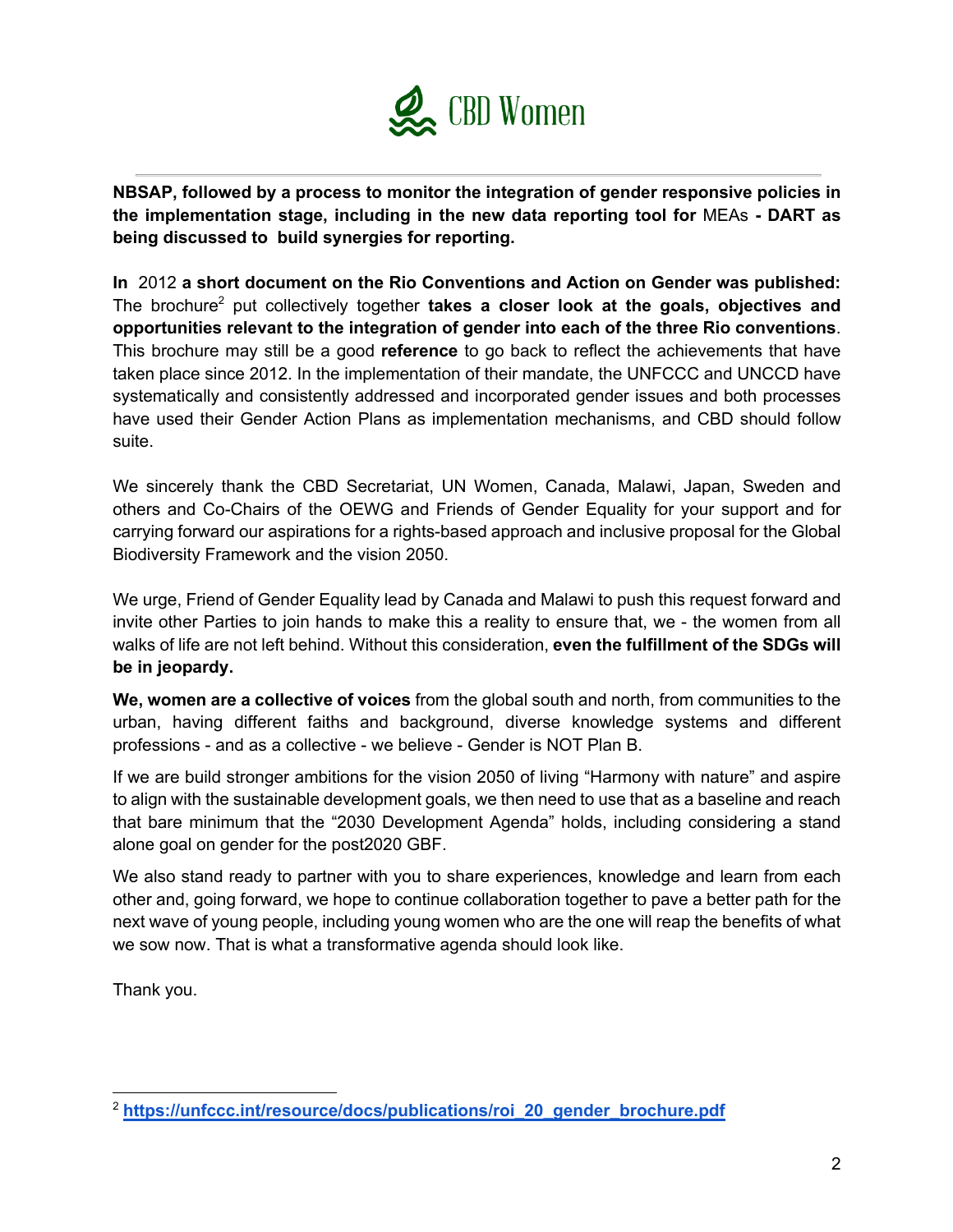**NBSAP, followed by a process to monitor the integration of gender responsive policies in the implementation stage, including in the new data reporting tool for** MEAs **- DART as being discussed to build synergies for reporting.**

**In** 2012 **a short document on the Rio Conventions and Action on Gender was published:** The brochure[2] put collectively together **takes a closer look at the goals, objectives and opportunities relevant to the integration of gender into each of the three Rio conventions**. This brochure may still be a good **reference** to go back to reflect the achievements that have taken place since 2012. In the implementation of their mandate, the UNFCCC and UNCCD have systematically and consistently addressed and incorporated gender issues and both processes have used their Gender Action Plans as implementation mechanisms, and CBD should follow suite.

We sincerely thank the CBD Secretariat, UN Women, Canada, Malawi, Japan, Sweden and others and Co-Chairs of the OEWG and Friends of Gender Equality for your support and for carrying forward our aspirations for a rights-based approach and inclusive proposal for the Global Biodiversity Framework and the vision 2050.

We urge, Friend of Gender Equality lead by Canada and Malawi to push this request forward and invite other Parties to join hands to make this a reality to ensure that, we - the women from all walks of life are not left behind. Without this consideration, **even the fulfillment of the SDGs will be in jeopardy.**

**We, women are a collective of voices** from the global south and north, from communities to the urban, having different faiths and background, diverse knowledge systems and different professions - and as a collective - we believe - Gender is NOT Plan B.

If we are build stronger ambitions for the vision 2050 of living "Harmony with nature" and aspire to align with the sustainable development goals, we then need to use that as a baseline and reach that bare minimum that the "2030 Development Agenda" holds, including considering a stand alone goal on gender for the post2020 GBF.

We also stand ready to partner with you to share experiences, knowledge and learn from each other and, going forward, we hope to continue collaboration together to pave a better path for the next wave of young people, including young women who are the one will reap the benefits of what we sow now. That is what a transformative agenda should look like.

Thank you.

---

[2] **https://unfccc.int/resource/docs/publications/roi_20_gender_brochure.pdf**